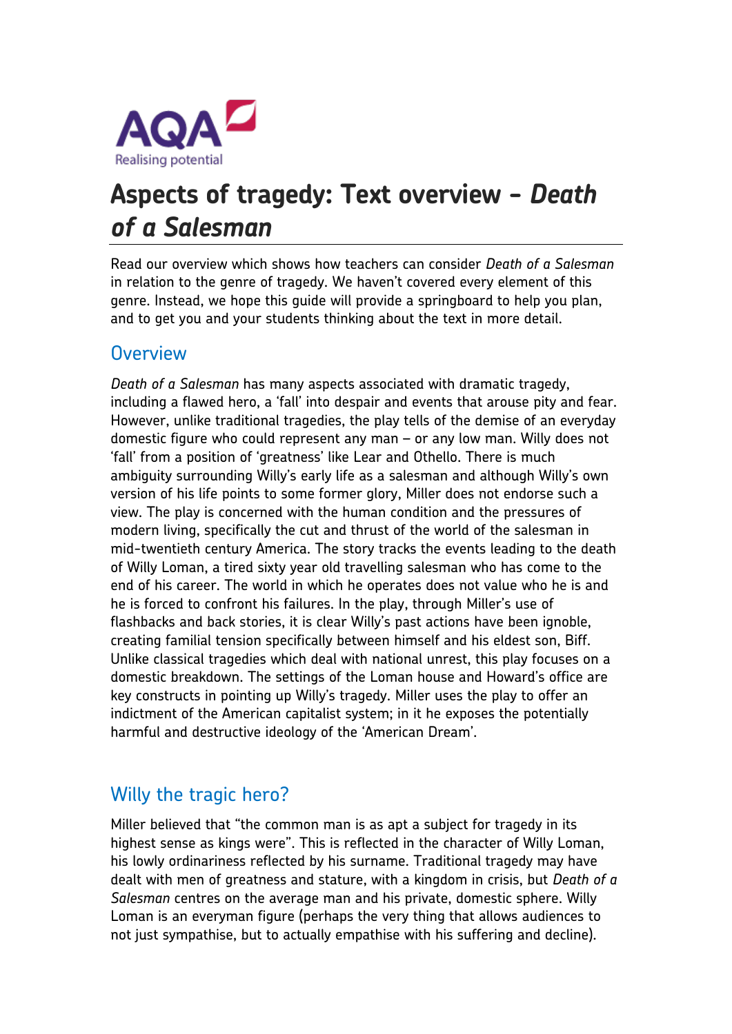# Aspects of tragedy: Text overview - *Death of a Salesman*

Read our overview which shows how teachers can consider *Death of a Salesman* in relation to the genre of tragedy. We haven't covered every element of this genre. Instead, we hope this guide will provide a springboard to help you plan, and to get you and your students thinking about the text in more detail.

## Overview

*Death of a Salesman* has many aspects associated with dramatic tragedy, including a flawed hero, a 'fall' into despair and events that arouse pity and fear. However, unlike traditional tragedies, the play tells of the demise of an everyday domestic figure who could represent any man – or any low man. Willy does not 'fall' from a position of 'greatness' like Lear and Othello. There is much ambiguity surrounding Willy's early life as a salesman and although Willy's own version of his life points to some former glory, Miller does not endorse such a view. The play is concerned with the human condition and the pressures of modern living, specifically the cut and thrust of the world of the salesman in mid-twentieth century America. The story tracks the events leading to the death of Willy Loman, a tired sixty year old travelling salesman who has come to the end of his career. The world in which he operates does not value who he is and he is forced to confront his failures. In the play, through Miller's use of flashbacks and back stories, it is clear Willy's past actions have been ignoble, creating familial tension specifically between himself and his eldest son, Biff. Unlike classical tragedies which deal with national unrest, this play focuses on a domestic breakdown. The settings of the Loman house and Howard's office are key constructs in pointing up Willy's tragedy. Miller uses the play to offer an indictment of the American capitalist system; in it he exposes the potentially harmful and destructive ideology of the 'American Dream'.

## Willy the tragic hero?

Miller believed that "the common man is as apt a subject for tragedy in its highest sense as kings were". This is reflected in the character of Willy Loman, his lowly ordinariness reflected by his surname. Traditional tragedy may have dealt with men of greatness and stature, with a kingdom in crisis, but *Death of a Salesman* centres on the average man and his private, domestic sphere. Willy Loman is an everyman figure (perhaps the very thing that allows audiences to not just sympathise, but to actually empathise with his suffering and decline).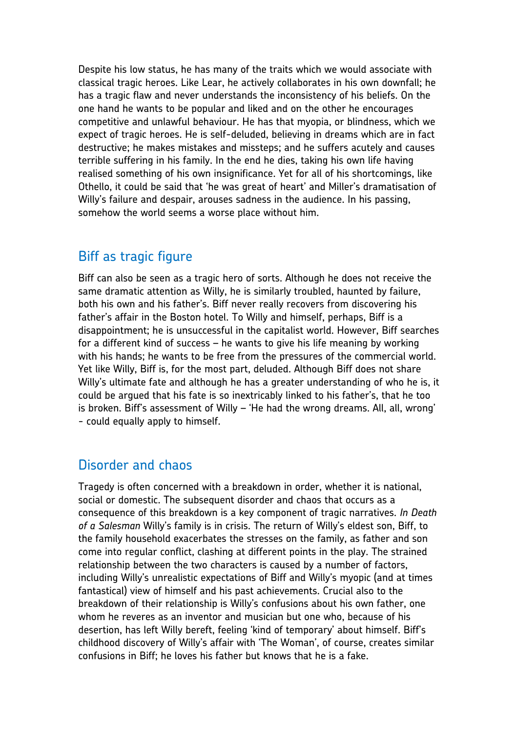Despite his low status, he has many of the traits which we would associate with classical tragic heroes. Like Lear, he actively collaborates in his own downfall; he has a tragic flaw and never understands the inconsistency of his beliefs. On the one hand he wants to be popular and liked and on the other he encourages competitive and unlawful behaviour. He has that myopia, or blindness, which we expect of tragic heroes. He is self-deluded, believing in dreams which are in fact destructive; he makes mistakes and missteps; and he suffers acutely and causes terrible suffering in his family. In the end he dies, taking his own life having realised something of his own insignificance. Yet for all of his shortcomings, like Othello, it could be said that 'he was great of heart' and Miller's dramatisation of Willy's failure and despair, arouses sadness in the audience. In his passing, somehow the world seems a worse place without him.

## Biff as tragic figure

Biff can also be seen as a tragic hero of sorts. Although he does not receive the same dramatic attention as Willy, he is similarly troubled, haunted by failure, both his own and his father's. Biff never really recovers from discovering his father's affair in the Boston hotel. To Willy and himself, perhaps, Biff is a disappointment; he is unsuccessful in the capitalist world. However, Biff searches for a different kind of success – he wants to give his life meaning by working with his hands; he wants to be free from the pressures of the commercial world. Yet like Willy, Biff is, for the most part, deluded. Although Biff does not share Willy's ultimate fate and although he has a greater understanding of who he is, it could be argued that his fate is so inextricably linked to his father's, that he too is broken. Biff's assessment of Willy – 'He had the wrong dreams. All, all, wrong' - could equally apply to himself.

## Disorder and chaos

Tragedy is often concerned with a breakdown in order, whether it is national, social or domestic. The subsequent disorder and chaos that occurs as a consequence of this breakdown is a key component of tragic narratives. *In Death of a Salesman* Willy's family is in crisis. The return of Willy's eldest son, Biff, to the family household exacerbates the stresses on the family, as father and son come into regular conflict, clashing at different points in the play. The strained relationship between the two characters is caused by a number of factors, including Willy's unrealistic expectations of Biff and Willy's myopic (and at times fantastical) view of himself and his past achievements. Crucial also to the breakdown of their relationship is Willy's confusions about his own father, one whom he reveres as an inventor and musician but one who, because of his desertion, has left Willy bereft, feeling 'kind of temporary' about himself. Biff's childhood discovery of Willy's affair with 'The Woman', of course, creates similar confusions in Biff; he loves his father but knows that he is a fake.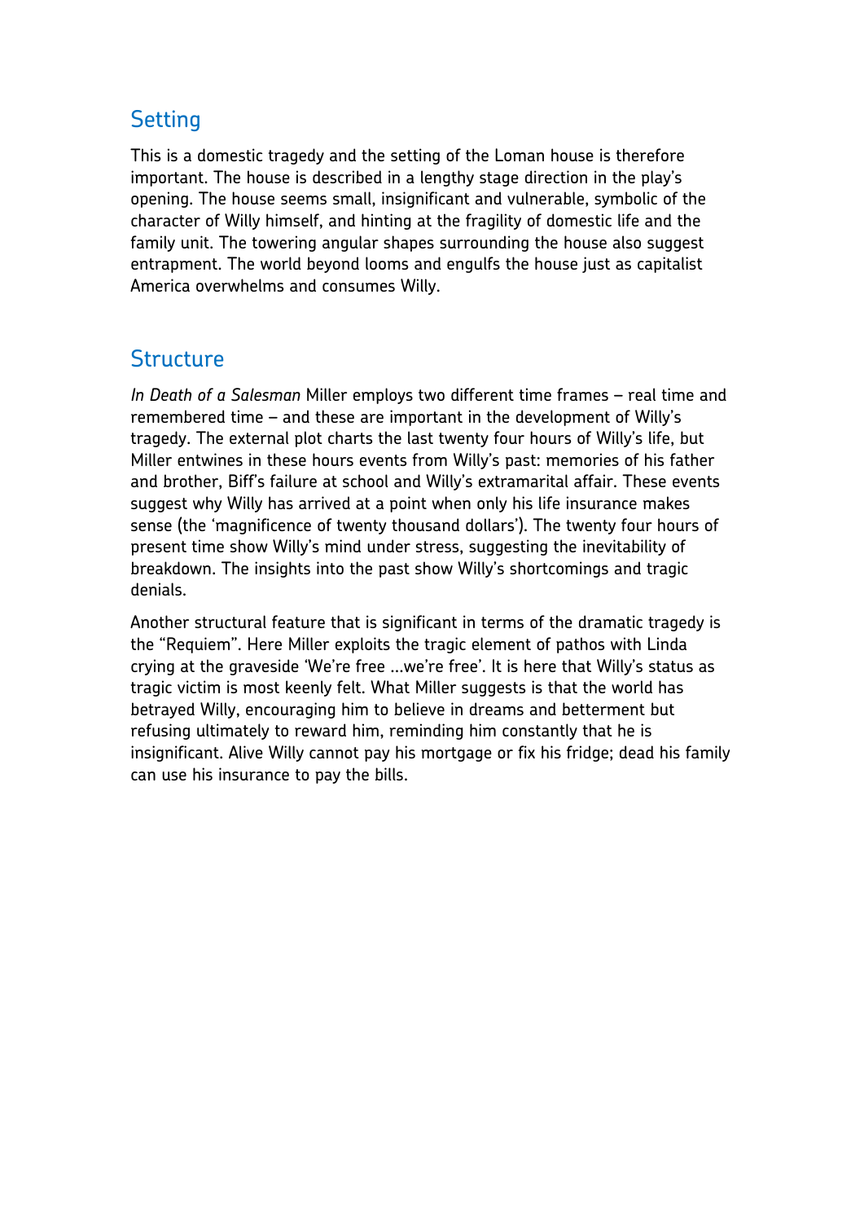## Setting

This is a domestic tragedy and the setting of the Loman house is therefore important. The house is described in a lengthy stage direction in the play's opening. The house seems small, insignificant and vulnerable, symbolic of the character of Willy himself, and hinting at the fragility of domestic life and the family unit. The towering angular shapes surrounding the house also suggest entrapment. The world beyond looms and engulfs the house just as capitalist America overwhelms and consumes Willy.

## Structure

*In Death of a Salesman* Miller employs two different time frames – real time and remembered time – and these are important in the development of Willy's tragedy. The external plot charts the last twenty four hours of Willy's life, but Miller entwines in these hours events from Willy's past: memories of his father and brother, Biff's failure at school and Willy's extramarital affair. These events suggest why Willy has arrived at a point when only his life insurance makes sense (the 'magnificence of twenty thousand dollars'). The twenty four hours of present time show Willy's mind under stress, suggesting the inevitability of breakdown. The insights into the past show Willy's shortcomings and tragic denials.

Another structural feature that is significant in terms of the dramatic tragedy is the "Requiem". Here Miller exploits the tragic element of pathos with Linda crying at the graveside 'We're free …we're free'. It is here that Willy's status as tragic victim is most keenly felt. What Miller suggests is that the world has betrayed Willy, encouraging him to believe in dreams and betterment but refusing ultimately to reward him, reminding him constantly that he is insignificant. Alive Willy cannot pay his mortgage or fix his fridge; dead his family can use his insurance to pay the bills.